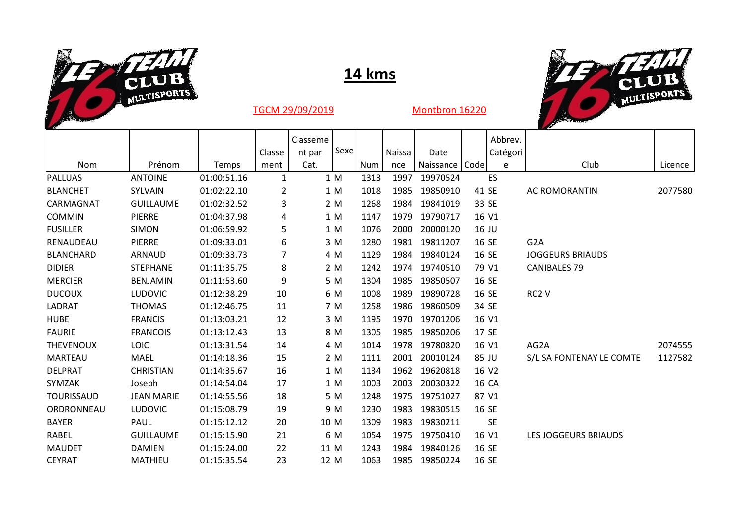# 14 kms

TGCM 29/09/2019 Montbron 16220

| Nom | Prénom | Temps | Classement | Classement par Cat. | Sexe | Num | Naissance | Date Naissance | Code | Abbrev. Catégorie | Club | Licence |
|---|---|---|---|---|---|---|---|---|---|---|---|---|
| PALLUAS | ANTOINE | 01:00:51.16 | 1 | 1 | M | 1313 | 1997 | 19970524 | | ES | | |
| BLANCHET | SYLVAIN | 01:02:22.10 | 2 | 1 | M | 1018 | 1985 | 19850910 | 41 | SE | AC ROMORANTIN | 2077580 |
| CARMAGNAT | GUILLAUME | 01:02:32.52 | 3 | 2 | M | 1268 | 1984 | 19841019 | 33 | SE | | |
| COMMIN | PIERRE | 01:04:37.98 | 4 | 1 | M | 1147 | 1979 | 19790717 | 16 | V1 | | |
| FUSILLER | SIMON | 01:06:59.92 | 5 | 1 | M | 1076 | 2000 | 20000120 | 16 | JU | | |
| RENAUDEAU | PIERRE | 01:09:33.01 | 6 | 3 | M | 1280 | 1981 | 19811207 | 16 | SE | G2A | |
| BLANCHARD | ARNAUD | 01:09:33.73 | 7 | 4 | M | 1129 | 1984 | 19840124 | 16 | SE | JOGGEURS BRIAUDS | |
| DIDIER | STEPHANE | 01:11:35.75 | 8 | 2 | M | 1242 | 1974 | 19740510 | 79 | V1 | CANIBALES 79 | |
| MERCIER | BENJAMIN | 01:11:53.60 | 9 | 5 | M | 1304 | 1985 | 19850507 | 16 | SE | | |
| DUCOUX | LUDOVIC | 01:12:38.29 | 10 | 6 | M | 1008 | 1989 | 19890728 | 16 | SE | RC2 V | |
| LADRAT | THOMAS | 01:12:46.75 | 11 | 7 | M | 1258 | 1986 | 19860509 | 34 | SE | | |
| HUBE | FRANCIS | 01:13:03.21 | 12 | 3 | M | 1195 | 1970 | 19701206 | 16 | V1 | | |
| FAURIE | FRANCOIS | 01:13:12.43 | 13 | 8 | M | 1305 | 1985 | 19850206 | 17 | SE | | |
| THEVENOUX | LOIC | 01:13:31.54 | 14 | 4 | M | 1014 | 1978 | 19780820 | 16 | V1 | AG2A | 2074555 |
| MARTEAU | MAEL | 01:14:18.36 | 15 | 2 | M | 1111 | 2001 | 20010124 | 85 | JU | S/L SA FONTENAY LE COMTE | 1127582 |
| DELPRAT | CHRISTIAN | 01:14:35.67 | 16 | 1 | M | 1134 | 1962 | 19620818 | 16 | V2 | | |
| SYMZAK | Joseph | 01:14:54.04 | 17 | 1 | M | 1003 | 2003 | 20030322 | 16 | CA | | |
| TOURISSAUD | JEAN MARIE | 01:14:55.56 | 18 | 5 | M | 1248 | 1975 | 19751027 | 87 | V1 | | |
| ORDRONNEAU | LUDOVIC | 01:15:08.79 | 19 | 9 | M | 1230 | 1983 | 19830515 | 16 | SE | | |
| BAYER | PAUL | 01:15:12.12 | 20 | 10 | M | 1309 | 1983 | 19830211 | | SE | | |
| RABEL | GUILLAUME | 01:15:15.90 | 21 | 6 | M | 1054 | 1975 | 19750410 | 16 | V1 | LES JOGGEURS BRIAUDS | |
| MAUDET | DAMIEN | 01:15:24.00 | 22 | 11 | M | 1243 | 1984 | 19840126 | 16 | SE | | |
| CEYRAT | MATHIEU | 01:15:35.54 | 23 | 12 | M | 1063 | 1985 | 19850224 | 16 | SE | | |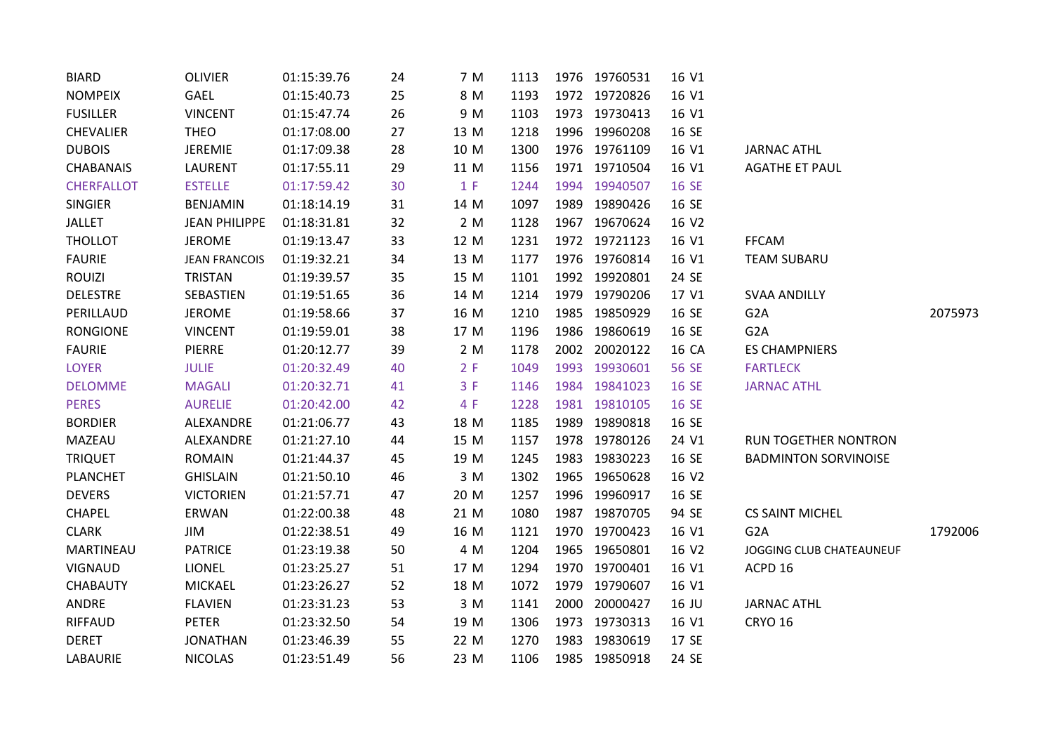| | | | | | | | | | | |
|---|---|---|---|---|---|---|---|---|---|---|
| BIARD | OLIVIER | 01:15:39.76 | 24 | 7 M | 1113 | 1976 | 19760531 | 16 V1 | | |
| NOMPEIX | GAEL | 01:15:40.73 | 25 | 8 M | 1193 | 1972 | 19720826 | 16 V1 | | |
| FUSILLER | VINCENT | 01:15:47.74 | 26 | 9 M | 1103 | 1973 | 19730413 | 16 V1 | | |
| CHEVALIER | THEO | 01:17:08.00 | 27 | 13 M | 1218 | 1996 | 19960208 | 16 SE | | |
| DUBOIS | JEREMIE | 01:17:09.38 | 28 | 10 M | 1300 | 1976 | 19761109 | 16 V1 | JARNAC ATHL | |
| CHABANAIS | LAURENT | 01:17:55.11 | 29 | 11 M | 1156 | 1971 | 19710504 | 16 V1 | AGATHE ET PAUL | |
| CHERFALLOT | ESTELLE | 01:17:59.42 | 30 | 1 F | 1244 | 1994 | 19940507 | 16 SE | | |
| SINGIER | BENJAMIN | 01:18:14.19 | 31 | 14 M | 1097 | 1989 | 19890426 | 16 SE | | |
| JALLET | JEAN PHILIPPE | 01:18:31.81 | 32 | 2 M | 1128 | 1967 | 19670624 | 16 V2 | | |
| THOLLOT | JEROME | 01:19:13.47 | 33 | 12 M | 1231 | 1972 | 19721123 | 16 V1 | FFCAM | |
| FAURIE | JEAN FRANCOIS | 01:19:32.21 | 34 | 13 M | 1177 | 1976 | 19760814 | 16 V1 | TEAM SUBARU | |
| ROUIZI | TRISTAN | 01:19:39.57 | 35 | 15 M | 1101 | 1992 | 19920801 | 24 SE | | |
| DELESTRE | SEBASTIEN | 01:19:51.65 | 36 | 14 M | 1214 | 1979 | 19790206 | 17 V1 | SVAA ANDILLY | |
| PERILLAUD | JEROME | 01:19:58.66 | 37 | 16 M | 1210 | 1985 | 19850929 | 16 SE | G2A | 2075973 |
| RONGIONE | VINCENT | 01:19:59.01 | 38 | 17 M | 1196 | 1986 | 19860619 | 16 SE | G2A | |
| FAURIE | PIERRE | 01:20:12.77 | 39 | 2 M | 1178 | 2002 | 20020122 | 16 CA | ES CHAMPNIERS | |
| LOYER | JULIE | 01:20:32.49 | 40 | 2 F | 1049 | 1993 | 19930601 | 56 SE | FARTLECK | |
| DELOMME | MAGALI | 01:20:32.71 | 41 | 3 F | 1146 | 1984 | 19841023 | 16 SE | JARNAC ATHL | |
| PERES | AURELIE | 01:20:42.00 | 42 | 4 F | 1228 | 1981 | 19810105 | 16 SE | | |
| BORDIER | ALEXANDRE | 01:21:06.77 | 43 | 18 M | 1185 | 1989 | 19890818 | 16 SE | | |
| MAZEAU | ALEXANDRE | 01:21:27.10 | 44 | 15 M | 1157 | 1978 | 19780126 | 24 V1 | RUN TOGETHER NONTRON | |
| TRIQUET | ROMAIN | 01:21:44.37 | 45 | 19 M | 1245 | 1983 | 19830223 | 16 SE | BADMINTON SORVINOISE | |
| PLANCHET | GHISLAIN | 01:21:50.10 | 46 | 3 M | 1302 | 1965 | 19650628 | 16 V2 | | |
| DEVERS | VICTORIEN | 01:21:57.71 | 47 | 20 M | 1257 | 1996 | 19960917 | 16 SE | | |
| CHAPEL | ERWAN | 01:22:00.38 | 48 | 21 M | 1080 | 1987 | 19870705 | 94 SE | CS SAINT MICHEL | |
| CLARK | JIM | 01:22:38.51 | 49 | 16 M | 1121 | 1970 | 19700423 | 16 V1 | G2A | 1792006 |
| MARTINEAU | PATRICE | 01:23:19.38 | 50 | 4 M | 1204 | 1965 | 19650801 | 16 V2 | JOGGING CLUB CHATEAUNEUF | |
| VIGNAUD | LIONEL | 01:23:25.27 | 51 | 17 M | 1294 | 1970 | 19700401 | 16 V1 | ACPD 16 | |
| CHABAUTY | MICKAEL | 01:23:26.27 | 52 | 18 M | 1072 | 1979 | 19790607 | 16 V1 | | |
| ANDRE | FLAVIEN | 01:23:31.23 | 53 | 3 M | 1141 | 2000 | 20000427 | 16 JU | JARNAC ATHL | |
| RIFFAUD | PETER | 01:23:32.50 | 54 | 19 M | 1306 | 1973 | 19730313 | 16 V1 | CRYO 16 | |
| DERET | JONATHAN | 01:23:46.39 | 55 | 22 M | 1270 | 1983 | 19830619 | 17 SE | | |
| LABAURIE | NICOLAS | 01:23:51.49 | 56 | 23 M | 1106 | 1985 | 19850918 | 24 SE | | |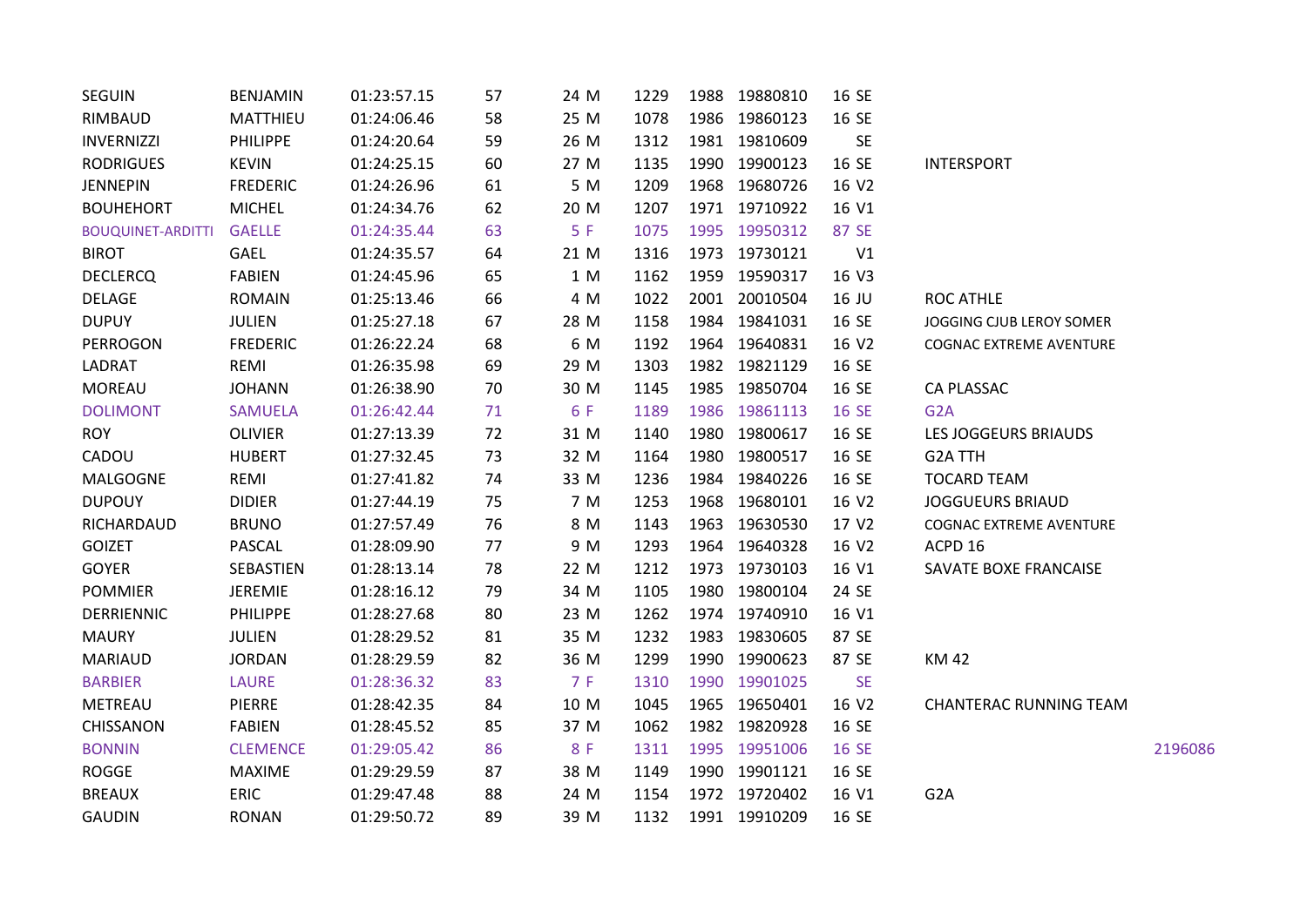| | | | | | | | | | | | | |
|---|---|---|---|---|---|---|---|---|---|---|---|---|
| SEGUIN | BENJAMIN | 01:23:57.15 | 57 | 24 | M | 1229 | 1988 | 19880810 | 16 | SE | | |
| RIMBAUD | MATTHIEU | 01:24:06.46 | 58 | 25 | M | 1078 | 1986 | 19860123 | 16 | SE | | |
| INVERNIZZI | PHILIPPE | 01:24:20.64 | 59 | 26 | M | 1312 | 1981 | 19810609 | | SE | | |
| RODRIGUES | KEVIN | 01:24:25.15 | 60 | 27 | M | 1135 | 1990 | 19900123 | 16 | SE | INTERSPORT | |
| JENNEPIN | FREDERIC | 01:24:26.96 | 61 | 5 | M | 1209 | 1968 | 19680726 | 16 | V2 | | |
| BOUHEHORT | MICHEL | 01:24:34.76 | 62 | 20 | M | 1207 | 1971 | 19710922 | 16 | V1 | | |
| BOUQUINET-ARDITTI | GAELLE | 01:24:35.44 | 63 | 5 | F | 1075 | 1995 | 19950312 | 87 | SE | | |
| BIROT | GAEL | 01:24:35.57 | 64 | 21 | M | 1316 | 1973 | 19730121 | | V1 | | |
| DECLERCQ | FABIEN | 01:24:45.96 | 65 | 1 | M | 1162 | 1959 | 19590317 | 16 | V3 | | |
| DELAGE | ROMAIN | 01:25:13.46 | 66 | 4 | M | 1022 | 2001 | 20010504 | 16 | JU | ROC ATHLE | |
| DUPUY | JULIEN | 01:25:27.18 | 67 | 28 | M | 1158 | 1984 | 19841031 | 16 | SE | JOGGING CJUB LEROY SOMER | |
| PERROGON | FREDERIC | 01:26:22.24 | 68 | 6 | M | 1192 | 1964 | 19640831 | 16 | V2 | COGNAC EXTREME AVENTURE | |
| LADRAT | REMI | 01:26:35.98 | 69 | 29 | M | 1303 | 1982 | 19821129 | 16 | SE | | |
| MOREAU | JOHANN | 01:26:38.90 | 70 | 30 | M | 1145 | 1985 | 19850704 | 16 | SE | CA PLASSAC | |
| DOLIMONT | SAMUELA | 01:26:42.44 | 71 | 6 | F | 1189 | 1986 | 19861113 | 16 | SE | G2A | |
| ROY | OLIVIER | 01:27:13.39 | 72 | 31 | M | 1140 | 1980 | 19800617 | 16 | SE | LES JOGGEURS BRIAUDS | |
| CADOU | HUBERT | 01:27:32.45 | 73 | 32 | M | 1164 | 1980 | 19800517 | 16 | SE | G2A TTH | |
| MALGOGNE | REMI | 01:27:41.82 | 74 | 33 | M | 1236 | 1984 | 19840226 | 16 | SE | TOCARD TEAM | |
| DUPOUY | DIDIER | 01:27:44.19 | 75 | 7 | M | 1253 | 1968 | 19680101 | 16 | V2 | JOGGUEURS BRIAUD | |
| RICHARDAUD | BRUNO | 01:27:57.49 | 76 | 8 | M | 1143 | 1963 | 19630530 | 17 | V2 | COGNAC EXTREME AVENTURE | |
| GOIZET | PASCAL | 01:28:09.90 | 77 | 9 | M | 1293 | 1964 | 19640328 | 16 | V2 | ACPD 16 | |
| GOYER | SEBASTIEN | 01:28:13.14 | 78 | 22 | M | 1212 | 1973 | 19730103 | 16 | V1 | SAVATE BOXE FRANCAISE | |
| POMMIER | JEREMIE | 01:28:16.12 | 79 | 34 | M | 1105 | 1980 | 19800104 | 24 | SE | | |
| DERRIENNIC | PHILIPPE | 01:28:27.68 | 80 | 23 | M | 1262 | 1974 | 19740910 | 16 | V1 | | |
| MAURY | JULIEN | 01:28:29.52 | 81 | 35 | M | 1232 | 1983 | 19830605 | 87 | SE | | |
| MARIAUD | JORDAN | 01:28:29.59 | 82 | 36 | M | 1299 | 1990 | 19900623 | 87 | SE | KM 42 | |
| BARBIER | LAURE | 01:28:36.32 | 83 | 7 | F | 1310 | 1990 | 19901025 | | SE | | |
| METREAU | PIERRE | 01:28:42.35 | 84 | 10 | M | 1045 | 1965 | 19650401 | 16 | V2 | CHANTERAC RUNNING TEAM | |
| CHISSANON | FABIEN | 01:28:45.52 | 85 | 37 | M | 1062 | 1982 | 19820928 | 16 | SE | | |
| BONNIN | CLEMENCE | 01:29:05.42 | 86 | 8 | F | 1311 | 1995 | 19951006 | 16 | SE | | 2196086 |
| ROGGE | MAXIME | 01:29:29.59 | 87 | 38 | M | 1149 | 1990 | 19901121 | 16 | SE | | |
| BREAUX | ERIC | 01:29:47.48 | 88 | 24 | M | 1154 | 1972 | 19720402 | 16 | V1 | G2A | |
| GAUDIN | RONAN | 01:29:50.72 | 89 | 39 | M | 1132 | 1991 | 19910209 | 16 | SE | | |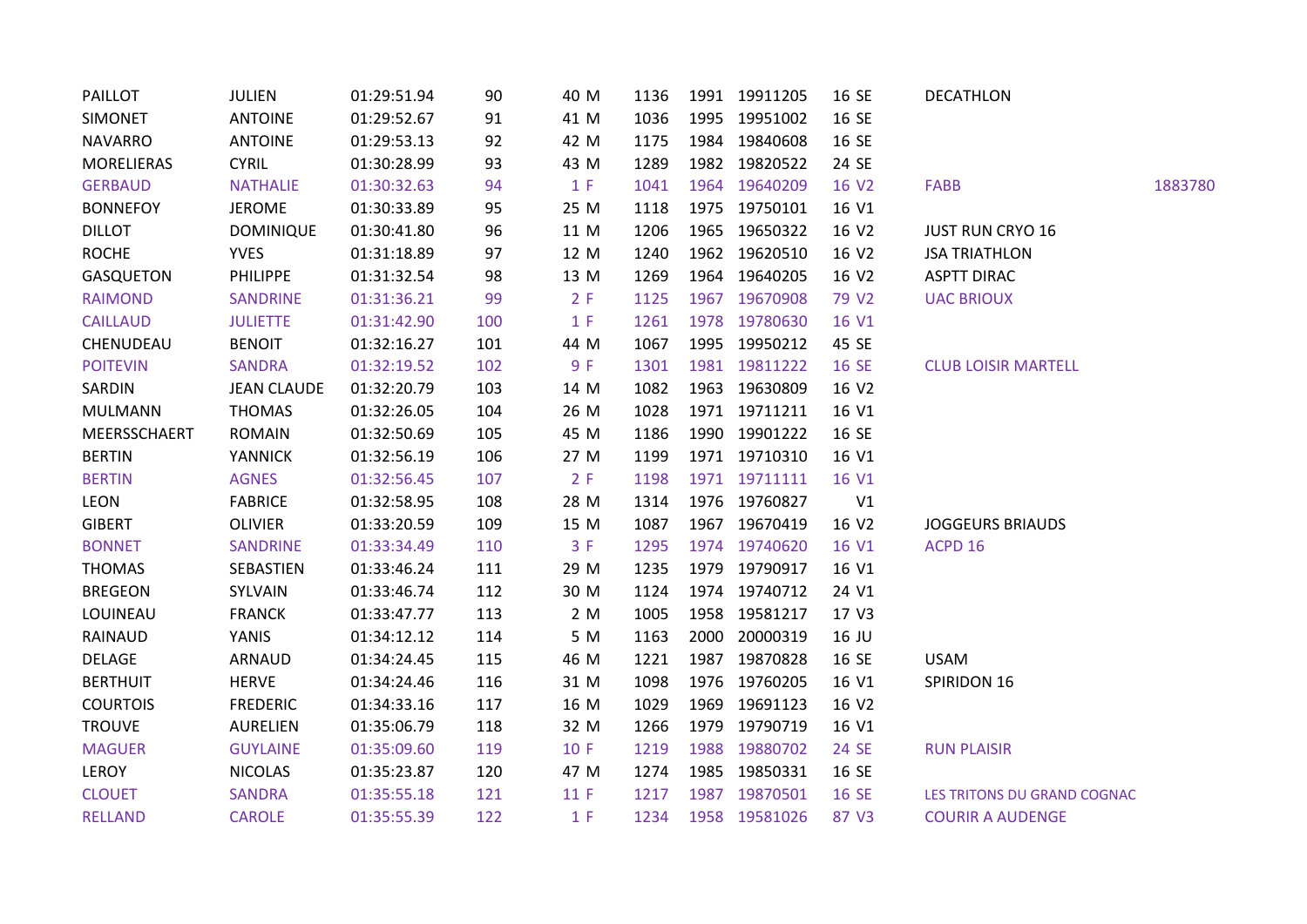| | | | | | | | | | | |
|---|---|---|---|---|---|---|---|---|---|---|
| PAILLOT | JULIEN | 01:29:51.94 | 90 | 40 M | 1136 | 1991 | 19911205 | 16 SE | DECATHLON | |
| SIMONET | ANTOINE | 01:29:52.67 | 91 | 41 M | 1036 | 1995 | 19951002 | 16 SE | | |
| NAVARRO | ANTOINE | 01:29:53.13 | 92 | 42 M | 1175 | 1984 | 19840608 | 16 SE | | |
| MORELIERAS | CYRIL | 01:30:28.99 | 93 | 43 M | 1289 | 1982 | 19820522 | 24 SE | | |
| GERBAUD | NATHALIE | 01:30:32.63 | 94 | 1 F | 1041 | 1964 | 19640209 | 16 V2 | FABB | 1883780 |
| BONNEFOY | JEROME | 01:30:33.89 | 95 | 25 M | 1118 | 1975 | 19750101 | 16 V1 | | |
| DILLOT | DOMINIQUE | 01:30:41.80 | 96 | 11 M | 1206 | 1965 | 19650322 | 16 V2 | JUST RUN CRYO 16 | |
| ROCHE | YVES | 01:31:18.89 | 97 | 12 M | 1240 | 1962 | 19620510 | 16 V2 | JSA TRIATHLON | |
| GASQUETON | PHILIPPE | 01:31:32.54 | 98 | 13 M | 1269 | 1964 | 19640205 | 16 V2 | ASPTT DIRAC | |
| RAIMOND | SANDRINE | 01:31:36.21 | 99 | 2 F | 1125 | 1967 | 19670908 | 79 V2 | UAC BRIOUX | |
| CAILLAUD | JULIETTE | 01:31:42.90 | 100 | 1 F | 1261 | 1978 | 19780630 | 16 V1 | | |
| CHENUDEAU | BENOIT | 01:32:16.27 | 101 | 44 M | 1067 | 1995 | 19950212 | 45 SE | | |
| POITEVIN | SANDRA | 01:32:19.52 | 102 | 9 F | 1301 | 1981 | 19811222 | 16 SE | CLUB LOISIR MARTELL | |
| SARDIN | JEAN CLAUDE | 01:32:20.79 | 103 | 14 M | 1082 | 1963 | 19630809 | 16 V2 | | |
| MULMANN | THOMAS | 01:32:26.05 | 104 | 26 M | 1028 | 1971 | 19711211 | 16 V1 | | |
| MEERSSCHAERT | ROMAIN | 01:32:50.69 | 105 | 45 M | 1186 | 1990 | 19901222 | 16 SE | | |
| BERTIN | YANNICK | 01:32:56.19 | 106 | 27 M | 1199 | 1971 | 19710310 | 16 V1 | | |
| BERTIN | AGNES | 01:32:56.45 | 107 | 2 F | 1198 | 1971 | 19711111 | 16 V1 | | |
| LEON | FABRICE | 01:32:58.95 | 108 | 28 M | 1314 | 1976 | 19760827 | V1 | | |
| GIBERT | OLIVIER | 01:33:20.59 | 109 | 15 M | 1087 | 1967 | 19670419 | 16 V2 | JOGGEURS BRIAUDS | |
| BONNET | SANDRINE | 01:33:34.49 | 110 | 3 F | 1295 | 1974 | 19740620 | 16 V1 | ACPD 16 | |
| THOMAS | SEBASTIEN | 01:33:46.24 | 111 | 29 M | 1235 | 1979 | 19790917 | 16 V1 | | |
| BREGEON | SYLVAIN | 01:33:46.74 | 112 | 30 M | 1124 | 1974 | 19740712 | 24 V1 | | |
| LOUINEAU | FRANCK | 01:33:47.77 | 113 | 2 M | 1005 | 1958 | 19581217 | 17 V3 | | |
| RAINAUD | YANIS | 01:34:12.12 | 114 | 5 M | 1163 | 2000 | 20000319 | 16 JU | | |
| DELAGE | ARNAUD | 01:34:24.45 | 115 | 46 M | 1221 | 1987 | 19870828 | 16 SE | USAM | |
| BERTHUIT | HERVE | 01:34:24.46 | 116 | 31 M | 1098 | 1976 | 19760205 | 16 V1 | SPIRIDON 16 | |
| COURTOIS | FREDERIC | 01:34:33.16 | 117 | 16 M | 1029 | 1969 | 19691123 | 16 V2 | | |
| TROUVE | AURELIEN | 01:35:06.79 | 118 | 32 M | 1266 | 1979 | 19790719 | 16 V1 | | |
| MAGUER | GUYLAINE | 01:35:09.60 | 119 | 10 F | 1219 | 1988 | 19880702 | 24 SE | RUN PLAISIR | |
| LEROY | NICOLAS | 01:35:23.87 | 120 | 47 M | 1274 | 1985 | 19850331 | 16 SE | | |
| CLOUET | SANDRA | 01:35:55.18 | 121 | 11 F | 1217 | 1987 | 19870501 | 16 SE | LES TRITONS DU GRAND COGNAC | |
| RELLAND | CAROLE | 01:35:55.39 | 122 | 1 F | 1234 | 1958 | 19581026 | 87 V3 | COURIR A AUDENGE | |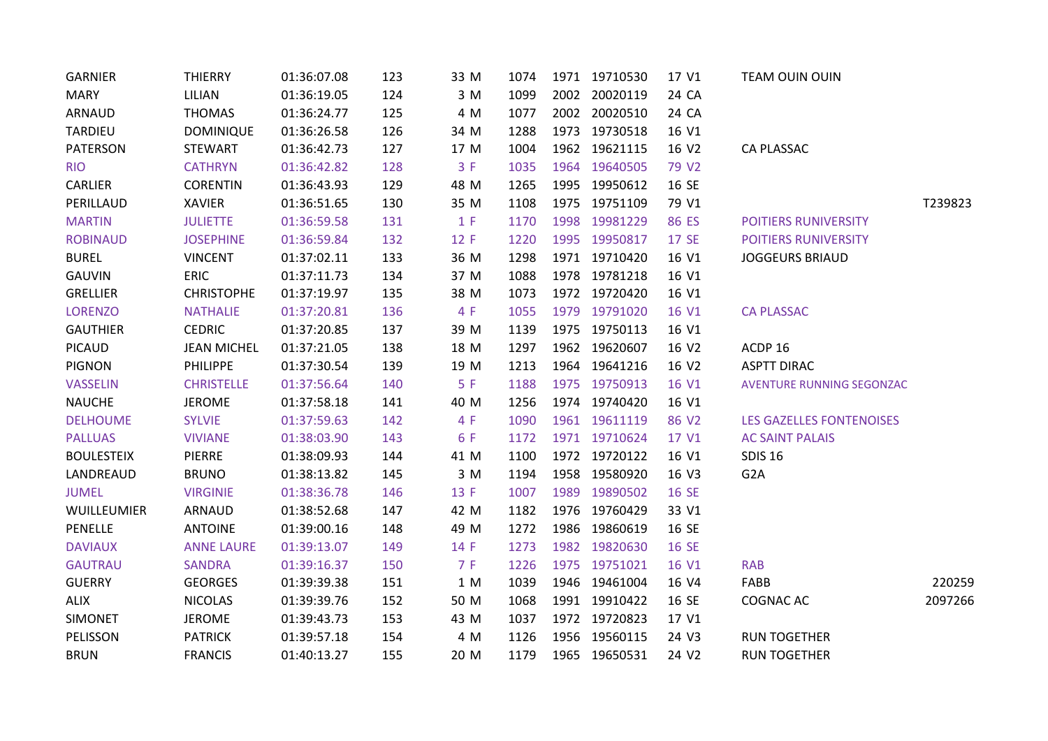| | | | | | | | | | | | | |
|---|---|---|---|---|---|---|---|---|---|---|---|---|
| GARNIER | THIERRY | 01:36:07.08 | 123 | 33 | M | 1074 | 1971 | 19710530 | 17 | V1 | TEAM OUIN OUIN | |
| MARY | LILIAN | 01:36:19.05 | 124 | 3 | M | 1099 | 2002 | 20020119 | 24 | CA | | |
| ARNAUD | THOMAS | 01:36:24.77 | 125 | 4 | M | 1077 | 2002 | 20020510 | 24 | CA | | |
| TARDIEU | DOMINIQUE | 01:36:26.58 | 126 | 34 | M | 1288 | 1973 | 19730518 | 16 | V1 | | |
| PATERSON | STEWART | 01:36:42.73 | 127 | 17 | M | 1004 | 1962 | 19621115 | 16 | V2 | CA PLASSAC | |
| RIO | CATHRYN | 01:36:42.82 | 128 | 3 | F | 1035 | 1964 | 19640505 | 79 | V2 | | |
| CARLIER | CORENTIN | 01:36:43.93 | 129 | 48 | M | 1265 | 1995 | 19950612 | 16 | SE | | |
| PERILLAUD | XAVIER | 01:36:51.65 | 130 | 35 | M | 1108 | 1975 | 19751109 | 79 | V1 | | T239823 |
| MARTIN | JULIETTE | 01:36:59.58 | 131 | 1 | F | 1170 | 1998 | 19981229 | 86 | ES | POITIERS RUNIVERSITY | |
| ROBINAUD | JOSEPHINE | 01:36:59.84 | 132 | 12 | F | 1220 | 1995 | 19950817 | 17 | SE | POITIERS RUNIVERSITY | |
| BUREL | VINCENT | 01:37:02.11 | 133 | 36 | M | 1298 | 1971 | 19710420 | 16 | V1 | JOGGEURS BRIAUD | |
| GAUVIN | ERIC | 01:37:11.73 | 134 | 37 | M | 1088 | 1978 | 19781218 | 16 | V1 | | |
| GRELLIER | CHRISTOPHE | 01:37:19.97 | 135 | 38 | M | 1073 | 1972 | 19720420 | 16 | V1 | | |
| LORENZO | NATHALIE | 01:37:20.81 | 136 | 4 | F | 1055 | 1979 | 19791020 | 16 | V1 | CA PLASSAC | |
| GAUTHIER | CEDRIC | 01:37:20.85 | 137 | 39 | M | 1139 | 1975 | 19750113 | 16 | V1 | | |
| PICAUD | JEAN MICHEL | 01:37:21.05 | 138 | 18 | M | 1297 | 1962 | 19620607 | 16 | V2 | ACDP 16 | |
| PIGNON | PHILIPPE | 01:37:30.54 | 139 | 19 | M | 1213 | 1964 | 19641216 | 16 | V2 | ASPTT DIRAC | |
| VASSELIN | CHRISTELLE | 01:37:56.64 | 140 | 5 | F | 1188 | 1975 | 19750913 | 16 | V1 | AVENTURE RUNNING SEGONZAC | |
| NAUCHE | JEROME | 01:37:58.18 | 141 | 40 | M | 1256 | 1974 | 19740420 | 16 | V1 | | |
| DELHOUME | SYLVIE | 01:37:59.63 | 142 | 4 | F | 1090 | 1961 | 19611119 | 86 | V2 | LES GAZELLES FONTENOISES | |
| PALLUAS | VIVIANE | 01:38:03.90 | 143 | 6 | F | 1172 | 1971 | 19710624 | 17 | V1 | AC SAINT PALAIS | |
| BOULESTEIX | PIERRE | 01:38:09.93 | 144 | 41 | M | 1100 | 1972 | 19720122 | 16 | V1 | SDIS 16 | |
| LANDREAUD | BRUNO | 01:38:13.82 | 145 | 3 | M | 1194 | 1958 | 19580920 | 16 | V3 | G2A | |
| JUMEL | VIRGINIE | 01:38:36.78 | 146 | 13 | F | 1007 | 1989 | 19890502 | 16 | SE | | |
| WUILLEUMIER | ARNAUD | 01:38:52.68 | 147 | 42 | M | 1182 | 1976 | 19760429 | 33 | V1 | | |
| PENELLE | ANTOINE | 01:39:00.16 | 148 | 49 | M | 1272 | 1986 | 19860619 | 16 | SE | | |
| DAVIAUX | ANNE LAURE | 01:39:13.07 | 149 | 14 | F | 1273 | 1982 | 19820630 | 16 | SE | | |
| GAUTRAU | SANDRA | 01:39:16.37 | 150 | 7 | F | 1226 | 1975 | 19751021 | 16 | V1 | RAB | |
| GUERRY | GEORGES | 01:39:39.38 | 151 | 1 | M | 1039 | 1946 | 19461004 | 16 | V4 | FABB | 220259 |
| ALIX | NICOLAS | 01:39:39.76 | 152 | 50 | M | 1068 | 1991 | 19910422 | 16 | SE | COGNAC AC | 2097266 |
| SIMONET | JEROME | 01:39:43.73 | 153 | 43 | M | 1037 | 1972 | 19720823 | 17 | V1 | | |
| PELISSON | PATRICK | 01:39:57.18 | 154 | 4 | M | 1126 | 1956 | 19560115 | 24 | V3 | RUN TOGETHER | |
| BRUN | FRANCIS | 01:40:13.27 | 155 | 20 | M | 1179 | 1965 | 19650531 | 24 | V2 | RUN TOGETHER | |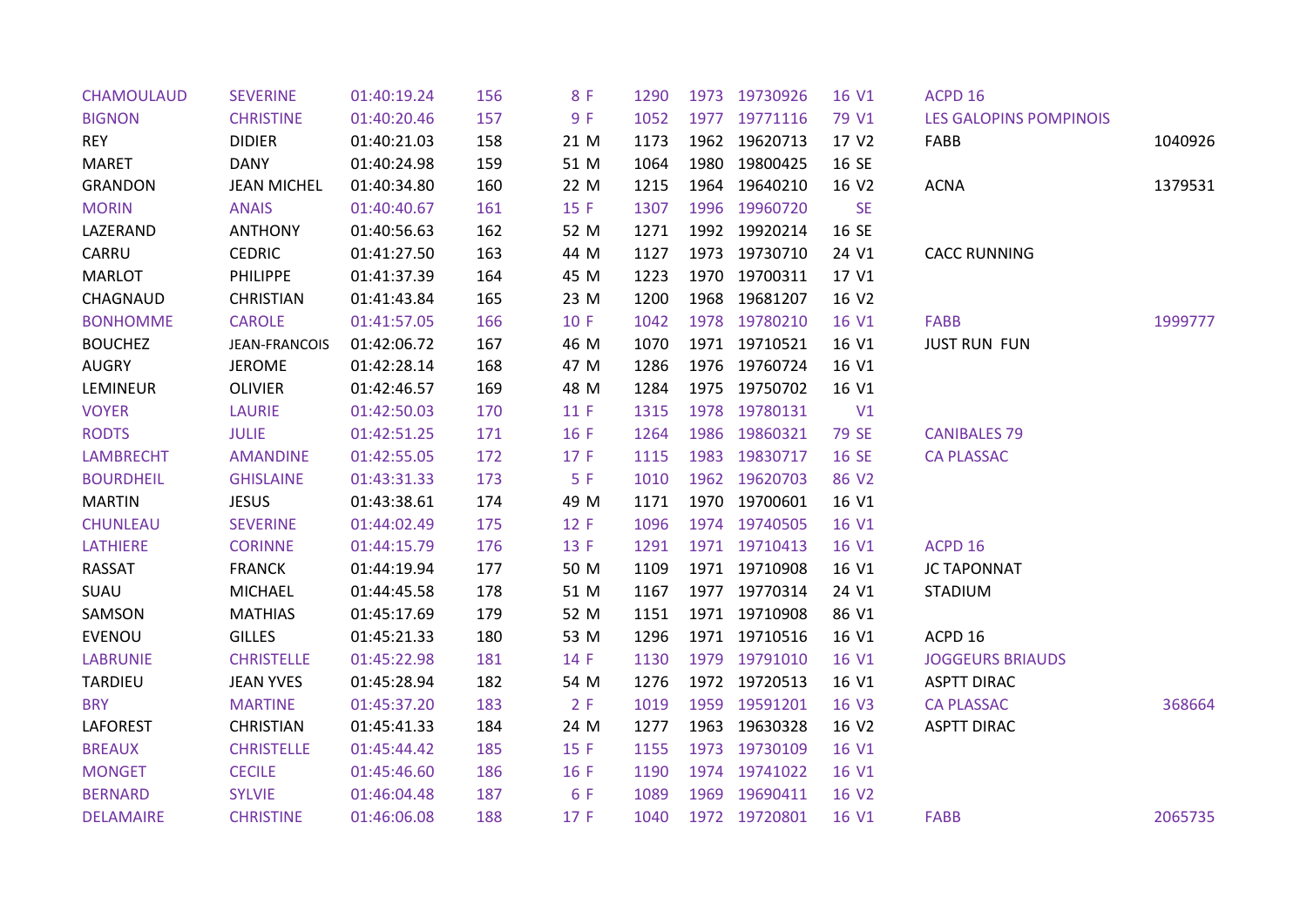| | | | | | | | | | | |
|---|---|---|---|---|---|---|---|---|---|---|
| CHAMOULAUD | SEVERINE | 01:40:19.24 | 156 | 8 F | 1290 | 1973 | 19730926 | 16 V1 | ACPD 16 | |
| BIGNON | CHRISTINE | 01:40:20.46 | 157 | 9 F | 1052 | 1977 | 19771116 | 79 V1 | LES GALOPINS POMPINOIS | |
| REY | DIDIER | 01:40:21.03 | 158 | 21 M | 1173 | 1962 | 19620713 | 17 V2 | FABB | 1040926 |
| MARET | DANY | 01:40:24.98 | 159 | 51 M | 1064 | 1980 | 19800425 | 16 SE | | |
| GRANDON | JEAN MICHEL | 01:40:34.80 | 160 | 22 M | 1215 | 1964 | 19640210 | 16 V2 | ACNA | 1379531 |
| MORIN | ANAIS | 01:40:40.67 | 161 | 15 F | 1307 | 1996 | 19960720 | SE | | |
| LAZERAND | ANTHONY | 01:40:56.63 | 162 | 52 M | 1271 | 1992 | 19920214 | 16 SE | | |
| CARRU | CEDRIC | 01:41:27.50 | 163 | 44 M | 1127 | 1973 | 19730710 | 24 V1 | CACC RUNNING | |
| MARLOT | PHILIPPE | 01:41:37.39 | 164 | 45 M | 1223 | 1970 | 19700311 | 17 V1 | | |
| CHAGNAUD | CHRISTIAN | 01:41:43.84 | 165 | 23 M | 1200 | 1968 | 19681207 | 16 V2 | | |
| BONHOMME | CAROLE | 01:41:57.05 | 166 | 10 F | 1042 | 1978 | 19780210 | 16 V1 | FABB | 1999777 |
| BOUCHEZ | JEAN-FRANCOIS | 01:42:06.72 | 167 | 46 M | 1070 | 1971 | 19710521 | 16 V1 | JUST RUN FUN | |
| AUGRY | JEROME | 01:42:28.14 | 168 | 47 M | 1286 | 1976 | 19760724 | 16 V1 | | |
| LEMINEUR | OLIVIER | 01:42:46.57 | 169 | 48 M | 1284 | 1975 | 19750702 | 16 V1 | | |
| VOYER | LAURIE | 01:42:50.03 | 170 | 11 F | 1315 | 1978 | 19780131 | V1 | | |
| RODTS | JULIE | 01:42:51.25 | 171 | 16 F | 1264 | 1986 | 19860321 | 79 SE | CANIBALES 79 | |
| LAMBRECHT | AMANDINE | 01:42:55.05 | 172 | 17 F | 1115 | 1983 | 19830717 | 16 SE | CA PLASSAC | |
| BOURDHEIL | GHISLAINE | 01:43:31.33 | 173 | 5 F | 1010 | 1962 | 19620703 | 86 V2 | | |
| MARTIN | JESUS | 01:43:38.61 | 174 | 49 M | 1171 | 1970 | 19700601 | 16 V1 | | |
| CHUNLEAU | SEVERINE | 01:44:02.49 | 175 | 12 F | 1096 | 1974 | 19740505 | 16 V1 | | |
| LATHIERE | CORINNE | 01:44:15.79 | 176 | 13 F | 1291 | 1971 | 19710413 | 16 V1 | ACPD 16 | |
| RASSAT | FRANCK | 01:44:19.94 | 177 | 50 M | 1109 | 1971 | 19710908 | 16 V1 | JC TAPONNAT | |
| SUAU | MICHAEL | 01:44:45.58 | 178 | 51 M | 1167 | 1977 | 19770314 | 24 V1 | STADIUM | |
| SAMSON | MATHIAS | 01:45:17.69 | 179 | 52 M | 1151 | 1971 | 19710908 | 86 V1 | | |
| EVENOU | GILLES | 01:45:21.33 | 180 | 53 M | 1296 | 1971 | 19710516 | 16 V1 | ACPD 16 | |
| LABRUNIE | CHRISTELLE | 01:45:22.98 | 181 | 14 F | 1130 | 1979 | 19791010 | 16 V1 | JOGGEURS BRIAUDS | |
| TARDIEU | JEAN YVES | 01:45:28.94 | 182 | 54 M | 1276 | 1972 | 19720513 | 16 V1 | ASPTT DIRAC | |
| BRY | MARTINE | 01:45:37.20 | 183 | 2 F | 1019 | 1959 | 19591201 | 16 V3 | CA PLASSAC | 368664 |
| LAFOREST | CHRISTIAN | 01:45:41.33 | 184 | 24 M | 1277 | 1963 | 19630328 | 16 V2 | ASPTT DIRAC | |
| BREAUX | CHRISTELLE | 01:45:44.42 | 185 | 15 F | 1155 | 1973 | 19730109 | 16 V1 | | |
| MONGET | CECILE | 01:45:46.60 | 186 | 16 F | 1190 | 1974 | 19741022 | 16 V1 | | |
| BERNARD | SYLVIE | 01:46:04.48 | 187 | 6 F | 1089 | 1969 | 19690411 | 16 V2 | | |
| DELAMAIRE | CHRISTINE | 01:46:06.08 | 188 | 17 F | 1040 | 1972 | 19720801 | 16 V1 | FABB | 2065735 |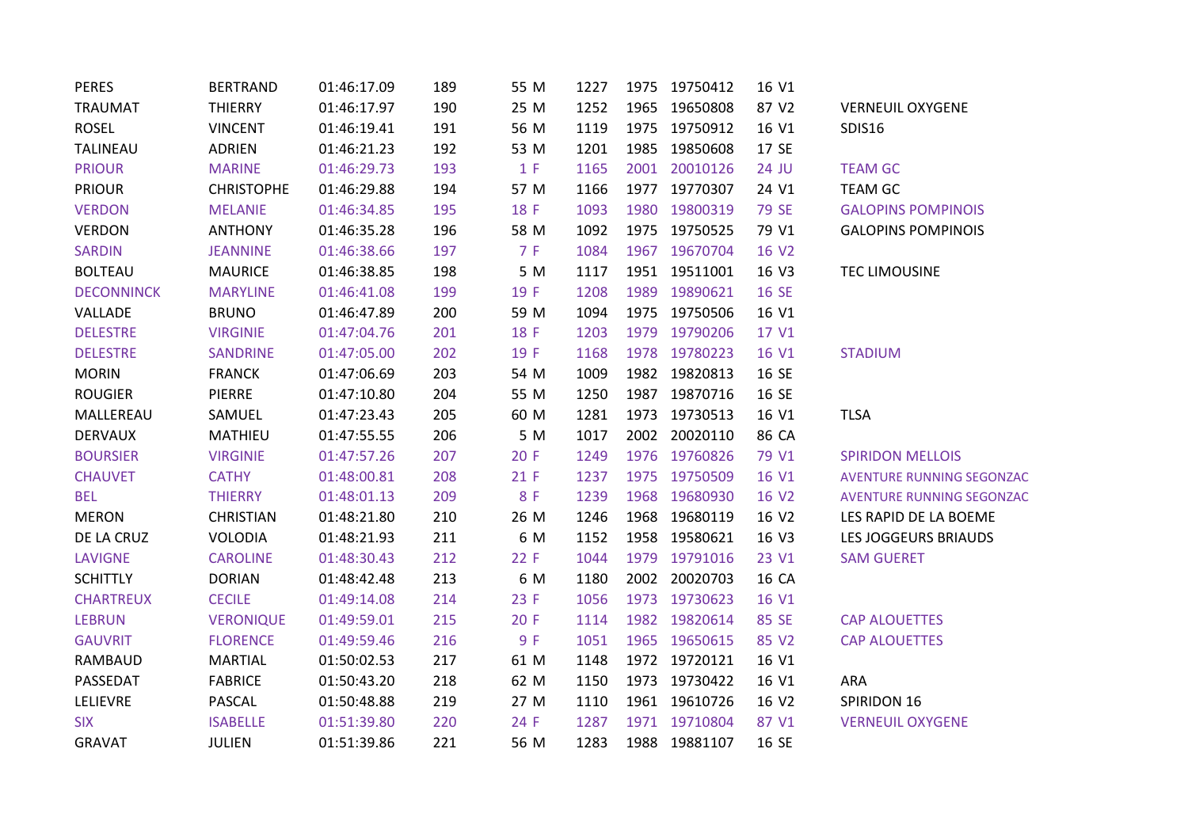| | | | | | | | | | |
|---|---|---|---|---|---|---|---|---|---|
| PERES | BERTRAND | 01:46:17.09 | 189 | 55 M | 1227 | 1975 | 19750412 | 16 V1 | |
| TRAUMAT | THIERRY | 01:46:17.97 | 190 | 25 M | 1252 | 1965 | 19650808 | 87 V2 | VERNEUIL OXYGENE |
| ROSEL | VINCENT | 01:46:19.41 | 191 | 56 M | 1119 | 1975 | 19750912 | 16 V1 | SDIS16 |
| TALINEAU | ADRIEN | 01:46:21.23 | 192 | 53 M | 1201 | 1985 | 19850608 | 17 SE | |
| PRIOUR | MARINE | 01:46:29.73 | 193 | 1 F | 1165 | 2001 | 20010126 | 24 JU | TEAM GC |
| PRIOUR | CHRISTOPHE | 01:46:29.88 | 194 | 57 M | 1166 | 1977 | 19770307 | 24 V1 | TEAM GC |
| VERDON | MELANIE | 01:46:34.85 | 195 | 18 F | 1093 | 1980 | 19800319 | 79 SE | GALOPINS POMPINOIS |
| VERDON | ANTHONY | 01:46:35.28 | 196 | 58 M | 1092 | 1975 | 19750525 | 79 V1 | GALOPINS POMPINOIS |
| SARDIN | JEANNINE | 01:46:38.66 | 197 | 7 F | 1084 | 1967 | 19670704 | 16 V2 | |
| BOLTEAU | MAURICE | 01:46:38.85 | 198 | 5 M | 1117 | 1951 | 19511001 | 16 V3 | TEC LIMOUSINE |
| DECONNINCK | MARYLINE | 01:46:41.08 | 199 | 19 F | 1208 | 1989 | 19890621 | 16 SE | |
| VALLADE | BRUNO | 01:46:47.89 | 200 | 59 M | 1094 | 1975 | 19750506 | 16 V1 | |
| DELESTRE | VIRGINIE | 01:47:04.76 | 201 | 18 F | 1203 | 1979 | 19790206 | 17 V1 | |
| DELESTRE | SANDRINE | 01:47:05.00 | 202 | 19 F | 1168 | 1978 | 19780223 | 16 V1 | STADIUM |
| MORIN | FRANCK | 01:47:06.69 | 203 | 54 M | 1009 | 1982 | 19820813 | 16 SE | |
| ROUGIER | PIERRE | 01:47:10.80 | 204 | 55 M | 1250 | 1987 | 19870716 | 16 SE | |
| MALLEREAU | SAMUEL | 01:47:23.43 | 205 | 60 M | 1281 | 1973 | 19730513 | 16 V1 | TLSA |
| DERVAUX | MATHIEU | 01:47:55.55 | 206 | 5 M | 1017 | 2002 | 20020110 | 86 CA | |
| BOURSIER | VIRGINIE | 01:47:57.26 | 207 | 20 F | 1249 | 1976 | 19760826 | 79 V1 | SPIRIDON MELLOIS |
| CHAUVET | CATHY | 01:48:00.81 | 208 | 21 F | 1237 | 1975 | 19750509 | 16 V1 | AVENTURE RUNNING SEGONZAC |
| BEL | THIERRY | 01:48:01.13 | 209 | 8 F | 1239 | 1968 | 19680930 | 16 V2 | AVENTURE RUNNING SEGONZAC |
| MERON | CHRISTIAN | 01:48:21.80 | 210 | 26 M | 1246 | 1968 | 19680119 | 16 V2 | LES RAPID DE LA BOEME |
| DE LA CRUZ | VOLODIA | 01:48:21.93 | 211 | 6 M | 1152 | 1958 | 19580621 | 16 V3 | LES JOGGEURS BRIAUDS |
| LAVIGNE | CAROLINE | 01:48:30.43 | 212 | 22 F | 1044 | 1979 | 19791016 | 23 V1 | SAM GUERET |
| SCHITTLY | DORIAN | 01:48:42.48 | 213 | 6 M | 1180 | 2002 | 20020703 | 16 CA | |
| CHARTREUX | CECILE | 01:49:14.08 | 214 | 23 F | 1056 | 1973 | 19730623 | 16 V1 | |
| LEBRUN | VERONIQUE | 01:49:59.01 | 215 | 20 F | 1114 | 1982 | 19820614 | 85 SE | CAP ALOUETTES |
| GAUVRIT | FLORENCE | 01:49:59.46 | 216 | 9 F | 1051 | 1965 | 19650615 | 85 V2 | CAP ALOUETTES |
| RAMBAUD | MARTIAL | 01:50:02.53 | 217 | 61 M | 1148 | 1972 | 19720121 | 16 V1 | |
| PASSEDAT | FABRICE | 01:50:43.20 | 218 | 62 M | 1150 | 1973 | 19730422 | 16 V1 | ARA |
| LELIEVRE | PASCAL | 01:50:48.88 | 219 | 27 M | 1110 | 1961 | 19610726 | 16 V2 | SPIRIDON 16 |
| SIX | ISABELLE | 01:51:39.80 | 220 | 24 F | 1287 | 1971 | 19710804 | 87 V1 | VERNEUIL OXYGENE |
| GRAVAT | JULIEN | 01:51:39.86 | 221 | 56 M | 1283 | 1988 | 19881107 | 16 SE | |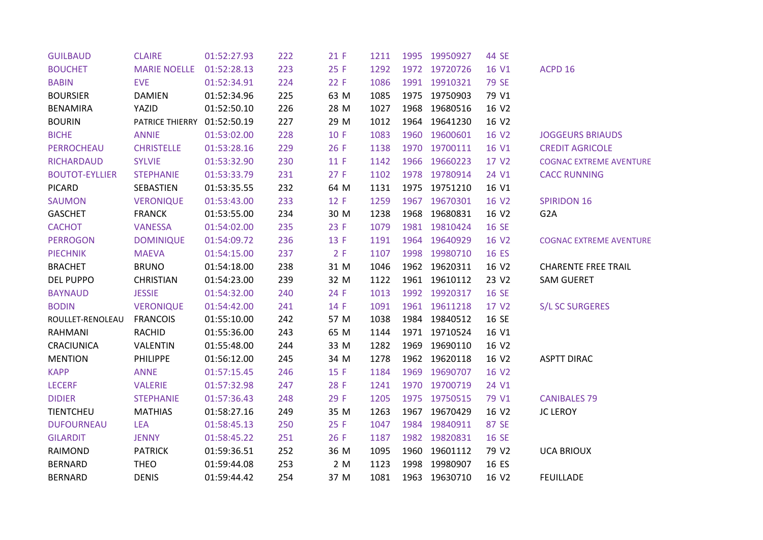| | | | | | | | | | |
|---|---|---|---|---|---|---|---|---|---|
| GUILBAUD | CLAIRE | 01:52:27.93 | 222 | 21 F | 1211 | 1995 | 19950927 | 44 SE | |
| BOUCHET | MARIE NOELLE | 01:52:28.13 | 223 | 25 F | 1292 | 1972 | 19720726 | 16 V1 | ACPD 16 |
| BABIN | EVE | 01:52:34.91 | 224 | 22 F | 1086 | 1991 | 19910321 | 79 SE | |
| BOURSIER | DAMIEN | 01:52:34.96 | 225 | 63 M | 1085 | 1975 | 19750903 | 79 V1 | |
| BENAMIRA | YAZID | 01:52:50.10 | 226 | 28 M | 1027 | 1968 | 19680516 | 16 V2 | |
| BOURIN | PATRICE THIERRY | 01:52:50.19 | 227 | 29 M | 1012 | 1964 | 19641230 | 16 V2 | |
| BICHE | ANNIE | 01:53:02.00 | 228 | 10 F | 1083 | 1960 | 19600601 | 16 V2 | JOGGEURS BRIAUDS |
| PERROCHEAU | CHRISTELLE | 01:53:28.16 | 229 | 26 F | 1138 | 1970 | 19700111 | 16 V1 | CREDIT AGRICOLE |
| RICHARDAUD | SYLVIE | 01:53:32.90 | 230 | 11 F | 1142 | 1966 | 19660223 | 17 V2 | COGNAC EXTREME AVENTURE |
| BOUTOT-EYLLIER | STEPHANIE | 01:53:33.79 | 231 | 27 F | 1102 | 1978 | 19780914 | 24 V1 | CACC RUNNING |
| PICARD | SEBASTIEN | 01:53:35.55 | 232 | 64 M | 1131 | 1975 | 19751210 | 16 V1 | |
| SAUMON | VERONIQUE | 01:53:43.00 | 233 | 12 F | 1259 | 1967 | 19670301 | 16 V2 | SPIRIDON 16 |
| GASCHET | FRANCK | 01:53:55.00 | 234 | 30 M | 1238 | 1968 | 19680831 | 16 V2 | G2A |
| CACHOT | VANESSA | 01:54:02.00 | 235 | 23 F | 1079 | 1981 | 19810424 | 16 SE | |
| PERROGON | DOMINIQUE | 01:54:09.72 | 236 | 13 F | 1191 | 1964 | 19640929 | 16 V2 | COGNAC EXTREME AVENTURE |
| PIECHNIK | MAEVA | 01:54:15.00 | 237 | 2 F | 1107 | 1998 | 19980710 | 16 ES | |
| BRACHET | BRUNO | 01:54:18.00 | 238 | 31 M | 1046 | 1962 | 19620311 | 16 V2 | CHARENTE FREE TRAIL |
| DEL PUPPO | CHRISTIAN | 01:54:23.00 | 239 | 32 M | 1122 | 1961 | 19610112 | 23 V2 | SAM GUERET |
| BAYNAUD | JESSIE | 01:54:32.00 | 240 | 24 F | 1013 | 1992 | 19920317 | 16 SE | |
| BODIN | VERONIQUE | 01:54:42.00 | 241 | 14 F | 1091 | 1961 | 19611218 | 17 V2 | S/L SC SURGERES |
| ROULLET-RENOLEAU | FRANCOIS | 01:55:10.00 | 242 | 57 M | 1038 | 1984 | 19840512 | 16 SE | |
| RAHMANI | RACHID | 01:55:36.00 | 243 | 65 M | 1144 | 1971 | 19710524 | 16 V1 | |
| CRACIUNICA | VALENTIN | 01:55:48.00 | 244 | 33 M | 1282 | 1969 | 19690110 | 16 V2 | |
| MENTION | PHILIPPE | 01:56:12.00 | 245 | 34 M | 1278 | 1962 | 19620118 | 16 V2 | ASPTT DIRAC |
| KAPP | ANNE | 01:57:15.45 | 246 | 15 F | 1184 | 1969 | 19690707 | 16 V2 | |
| LECERF | VALERIE | 01:57:32.98 | 247 | 28 F | 1241 | 1970 | 19700719 | 24 V1 | |
| DIDIER | STEPHANIE | 01:57:36.43 | 248 | 29 F | 1205 | 1975 | 19750515 | 79 V1 | CANIBALES 79 |
| TIENTCHEU | MATHIAS | 01:58:27.16 | 249 | 35 M | 1263 | 1967 | 19670429 | 16 V2 | JC LEROY |
| DUFOURNEAU | LEA | 01:58:45.13 | 250 | 25 F | 1047 | 1984 | 19840911 | 87 SE | |
| GILARDIT | JENNY | 01:58:45.22 | 251 | 26 F | 1187 | 1982 | 19820831 | 16 SE | |
| RAIMOND | PATRICK | 01:59:36.51 | 252 | 36 M | 1095 | 1960 | 19601112 | 79 V2 | UCA BRIOUX |
| BERNARD | THEO | 01:59:44.08 | 253 | 2 M | 1123 | 1998 | 19980907 | 16 ES | |
| BERNARD | DENIS | 01:59:44.42 | 254 | 37 M | 1081 | 1963 | 19630710 | 16 V2 | FEUILLADE |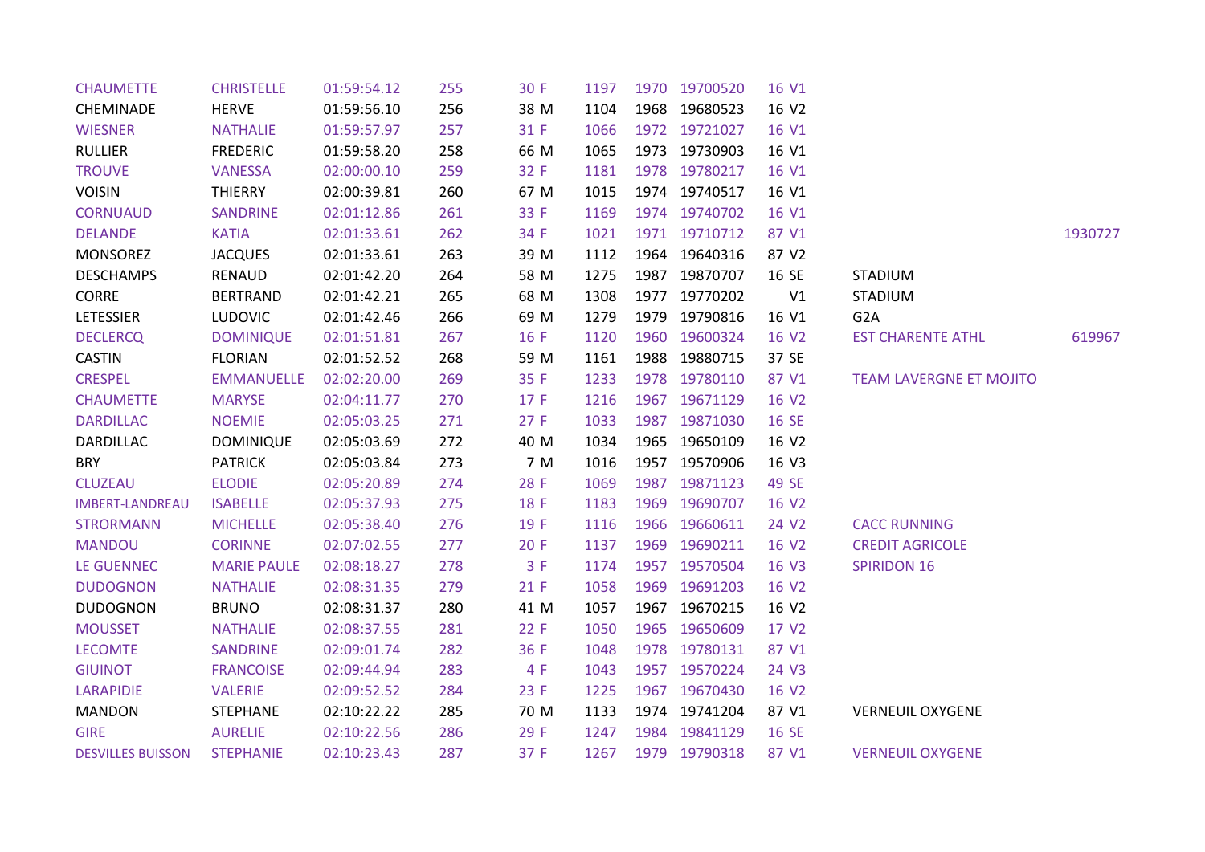| | | | | | | | | | | |
|---|---|---|---|---|---|---|---|---|---|---|
| CHAUMETTE | CHRISTELLE | 01:59:54.12 | 255 | 30 F | 1197 | 1970 | 19700520 | 16 V1 | | |
| CHEMINADE | HERVE | 01:59:56.10 | 256 | 38 M | 1104 | 1968 | 19680523 | 16 V2 | | |
| WIESNER | NATHALIE | 01:59:57.97 | 257 | 31 F | 1066 | 1972 | 19721027 | 16 V1 | | |
| RULLIER | FREDERIC | 01:59:58.20 | 258 | 66 M | 1065 | 1973 | 19730903 | 16 V1 | | |
| TROUVE | VANESSA | 02:00:00.10 | 259 | 32 F | 1181 | 1978 | 19780217 | 16 V1 | | |
| VOISIN | THIERRY | 02:00:39.81 | 260 | 67 M | 1015 | 1974 | 19740517 | 16 V1 | | |
| CORNUAUD | SANDRINE | 02:01:12.86 | 261 | 33 F | 1169 | 1974 | 19740702 | 16 V1 | | |
| DELANDE | KATIA | 02:01:33.61 | 262 | 34 F | 1021 | 1971 | 19710712 | 87 V1 | | 1930727 |
| MONSOREZ | JACQUES | 02:01:33.61 | 263 | 39 M | 1112 | 1964 | 19640316 | 87 V2 | | |
| DESCHAMPS | RENAUD | 02:01:42.20 | 264 | 58 M | 1275 | 1987 | 19870707 | 16 SE | STADIUM | |
| CORRE | BERTRAND | 02:01:42.21 | 265 | 68 M | 1308 | 1977 | 19770202 | V1 | STADIUM | |
| LETESSIER | LUDOVIC | 02:01:42.46 | 266 | 69 M | 1279 | 1979 | 19790816 | 16 V1 | G2A | |
| DECLERCQ | DOMINIQUE | 02:01:51.81 | 267 | 16 F | 1120 | 1960 | 19600324 | 16 V2 | EST CHARENTE ATHL | 619967 |
| CASTIN | FLORIAN | 02:01:52.52 | 268 | 59 M | 1161 | 1988 | 19880715 | 37 SE | | |
| CRESPEL | EMMANUELLE | 02:02:20.00 | 269 | 35 F | 1233 | 1978 | 19780110 | 87 V1 | TEAM LAVERGNE ET MOJITO | |
| CHAUMETTE | MARYSE | 02:04:11.77 | 270 | 17 F | 1216 | 1967 | 19671129 | 16 V2 | | |
| DARDILLAC | NOEMIE | 02:05:03.25 | 271 | 27 F | 1033 | 1987 | 19871030 | 16 SE | | |
| DARDILLAC | DOMINIQUE | 02:05:03.69 | 272 | 40 M | 1034 | 1965 | 19650109 | 16 V2 | | |
| BRY | PATRICK | 02:05:03.84 | 273 | 7 M | 1016 | 1957 | 19570906 | 16 V3 | | |
| CLUZEAU | ELODIE | 02:05:20.89 | 274 | 28 F | 1069 | 1987 | 19871123 | 49 SE | | |
| IMBERT-LANDREAU | ISABELLE | 02:05:37.93 | 275 | 18 F | 1183 | 1969 | 19690707 | 16 V2 | | |
| STRORMANN | MICHELLE | 02:05:38.40 | 276 | 19 F | 1116 | 1966 | 19660611 | 24 V2 | CACC RUNNING | |
| MANDOU | CORINNE | 02:07:02.55 | 277 | 20 F | 1137 | 1969 | 19690211 | 16 V2 | CREDIT AGRICOLE | |
| LE GUENNEC | MARIE PAULE | 02:08:18.27 | 278 | 3 F | 1174 | 1957 | 19570504 | 16 V3 | SPIRIDON 16 | |
| DUDOGNON | NATHALIE | 02:08:31.35 | 279 | 21 F | 1058 | 1969 | 19691203 | 16 V2 | | |
| DUDOGNON | BRUNO | 02:08:31.37 | 280 | 41 M | 1057 | 1967 | 19670215 | 16 V2 | | |
| MOUSSET | NATHALIE | 02:08:37.55 | 281 | 22 F | 1050 | 1965 | 19650609 | 17 V2 | | |
| LECOMTE | SANDRINE | 02:09:01.74 | 282 | 36 F | 1048 | 1978 | 19780131 | 87 V1 | | |
| GIUINOT | FRANCOISE | 02:09:44.94 | 283 | 4 F | 1043 | 1957 | 19570224 | 24 V3 | | |
| LARAPIDIE | VALERIE | 02:09:52.52 | 284 | 23 F | 1225 | 1967 | 19670430 | 16 V2 | | |
| MANDON | STEPHANE | 02:10:22.22 | 285 | 70 M | 1133 | 1974 | 19741204 | 87 V1 | VERNEUIL OXYGENE | |
| GIRE | AURELIE | 02:10:22.56 | 286 | 29 F | 1247 | 1984 | 19841129 | 16 SE | | |
| DESVILLES BUISSON | STEPHANIE | 02:10:23.43 | 287 | 37 F | 1267 | 1979 | 19790318 | 87 V1 | VERNEUIL OXYGENE | |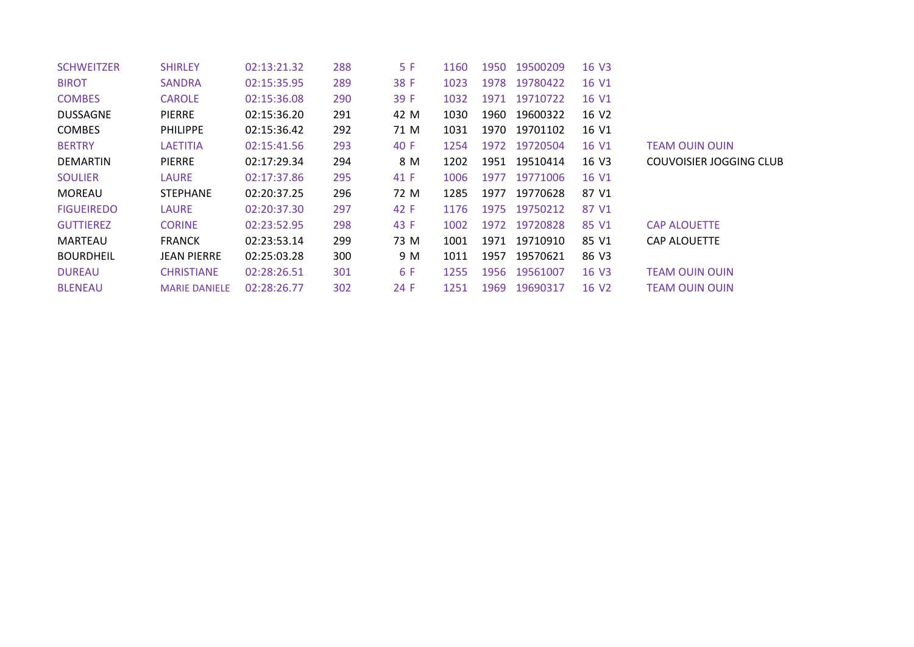| | | | | | | | | | | |
|---|---|---|---|---|---|---|---|---|---|---|
| SCHWEITZER | SHIRLEY | 02:13:21.32 | 288 | 5 F | 1160 | 1950 | 19500209 | 16 V3 | |
| BIROT | SANDRA | 02:15:35.95 | 289 | 38 F | 1023 | 1978 | 19780422 | 16 V1 | |
| COMBES | CAROLE | 02:15:36.08 | 290 | 39 F | 1032 | 1971 | 19710722 | 16 V1 | |
| DUSSAGNE | PIERRE | 02:15:36.20 | 291 | 42 M | 1030 | 1960 | 19600322 | 16 V2 | |
| COMBES | PHILIPPE | 02:15:36.42 | 292 | 71 M | 1031 | 1970 | 19701102 | 16 V1 | |
| BERTRY | LAETITIA | 02:15:41.56 | 293 | 40 F | 1254 | 1972 | 19720504 | 16 V1 | TEAM OUIN OUIN |
| DEMARTIN | PIERRE | 02:17:29.34 | 294 | 8 M | 1202 | 1951 | 19510414 | 16 V3 | COUVOISIER JOGGING CLUB |
| SOULIER | LAURE | 02:17:37.86 | 295 | 41 F | 1006 | 1977 | 19771006 | 16 V1 | |
| MOREAU | STEPHANE | 02:20:37.25 | 296 | 72 M | 1285 | 1977 | 19770628 | 87 V1 | |
| FIGUEIREDO | LAURE | 02:20:37.30 | 297 | 42 F | 1176 | 1975 | 19750212 | 87 V1 | |
| GUTTIEREZ | CORINE | 02:23:52.95 | 298 | 43 F | 1002 | 1972 | 19720828 | 85 V1 | CAP ALOUETTE |
| MARTEAU | FRANCK | 02:23:53.14 | 299 | 73 M | 1001 | 1971 | 19710910 | 85 V1 | CAP ALOUETTE |
| BOURDHEIL | JEAN PIERRE | 02:25:03.28 | 300 | 9 M | 1011 | 1957 | 19570621 | 86 V3 | |
| DUREAU | CHRISTIANE | 02:28:26.51 | 301 | 6 F | 1255 | 1956 | 19561007 | 16 V3 | TEAM OUIN OUIN |
| BLENEAU | MARIE DANIELE | 02:28:26.77 | 302 | 24 F | 1251 | 1969 | 19690317 | 16 V2 | TEAM OUIN OUIN |